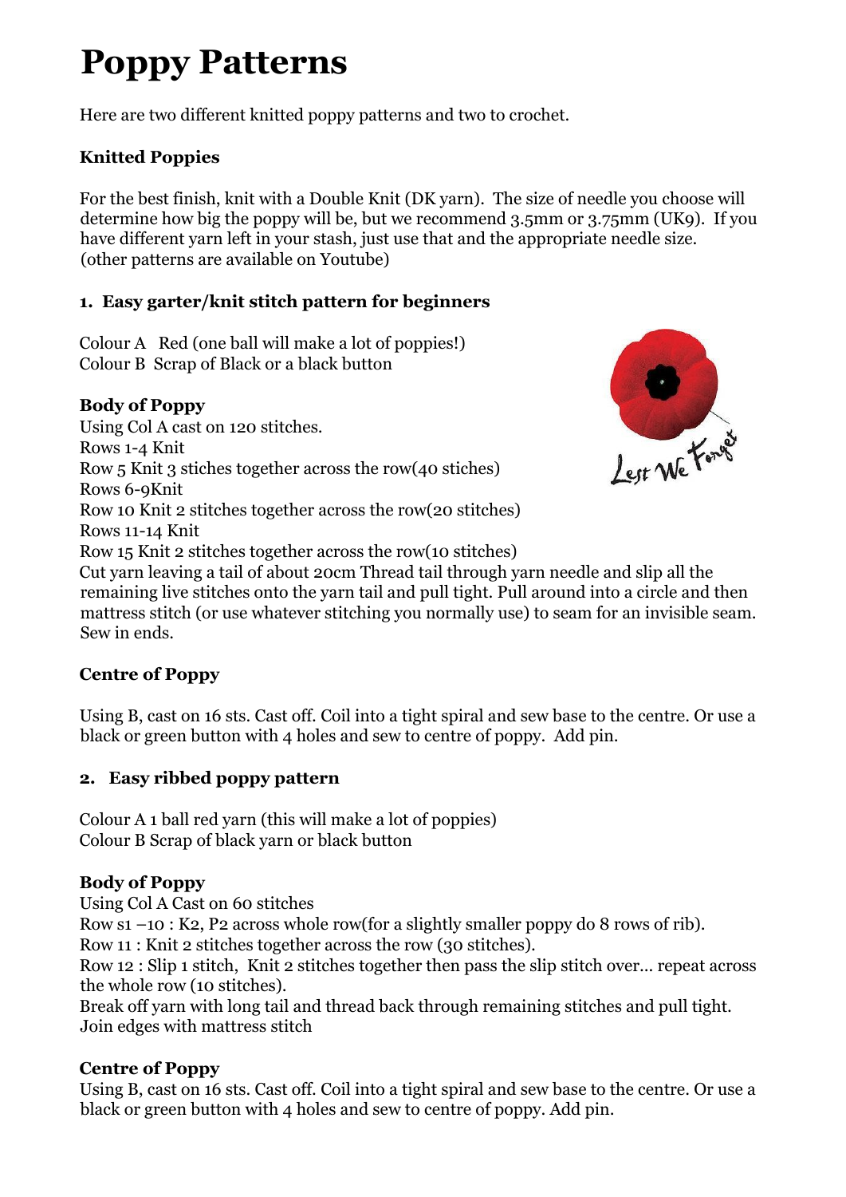# Poppy Patterns

Here are two different knitted poppy patterns and two to crochet.

## Knitted Poppies

For the best finish, knit with a Double Knit (DK yarn). The size of needle you choose will determine how big the poppy will be, but we recommend 3.5mm or 3.75mm (UK9). If you have different yarn left in your stash, just use that and the appropriate needle size. (other patterns are available on Youtube)

### 1. Easy garter/knit stitch pattern for beginners

Colour A Red (one ball will make a lot of poppies!)
Colour B Scrap of Black or a black button

**Body of Poppy**

Using Col A cast on 120 stitches.
Rows 1-4 Knit
Row 5 Knit 3 stiches together across the row(40 stiches)
Rows 6-9Knit
Row 10 Knit 2 stitches together across the row(20 stitches)
Rows 11-14 Knit
Row 15 Knit 2 stitches together across the row(10 stitches)
Cut yarn leaving a tail of about 20cm Thread tail through yarn needle and slip all the remaining live stitches onto the yarn tail and pull tight. Pull around into a circle and then mattress stitch (or use whatever stitching you normally use) to seam for an invisible seam. Sew in ends.

**Centre of Poppy**

Using B, cast on 16 sts. Cast off. Coil into a tight spiral and sew base to the centre. Or use a black or green button with 4 holes and sew to centre of poppy. Add pin.

### 2. Easy ribbed poppy pattern

Colour A 1 ball red yarn (this will make a lot of poppies)
Colour B Scrap of black yarn or black button

**Body of Poppy**

Using Col A Cast on 60 stitches
Row s1 –10 : K2, P2 across whole row(for a slightly smaller poppy do 8 rows of rib).
Row 11 : Knit 2 stitches together across the row (30 stitches).
Row 12 : Slip 1 stitch, Knit 2 stitches together then pass the slip stitch over... repeat across the whole row (10 stitches).
Break off yarn with long tail and thread back through remaining stitches and pull tight. Join edges with mattress stitch

**Centre of Poppy**

Using B, cast on 16 sts. Cast off. Coil into a tight spiral and sew base to the centre. Or use a black or green button with 4 holes and sew to centre of poppy. Add pin.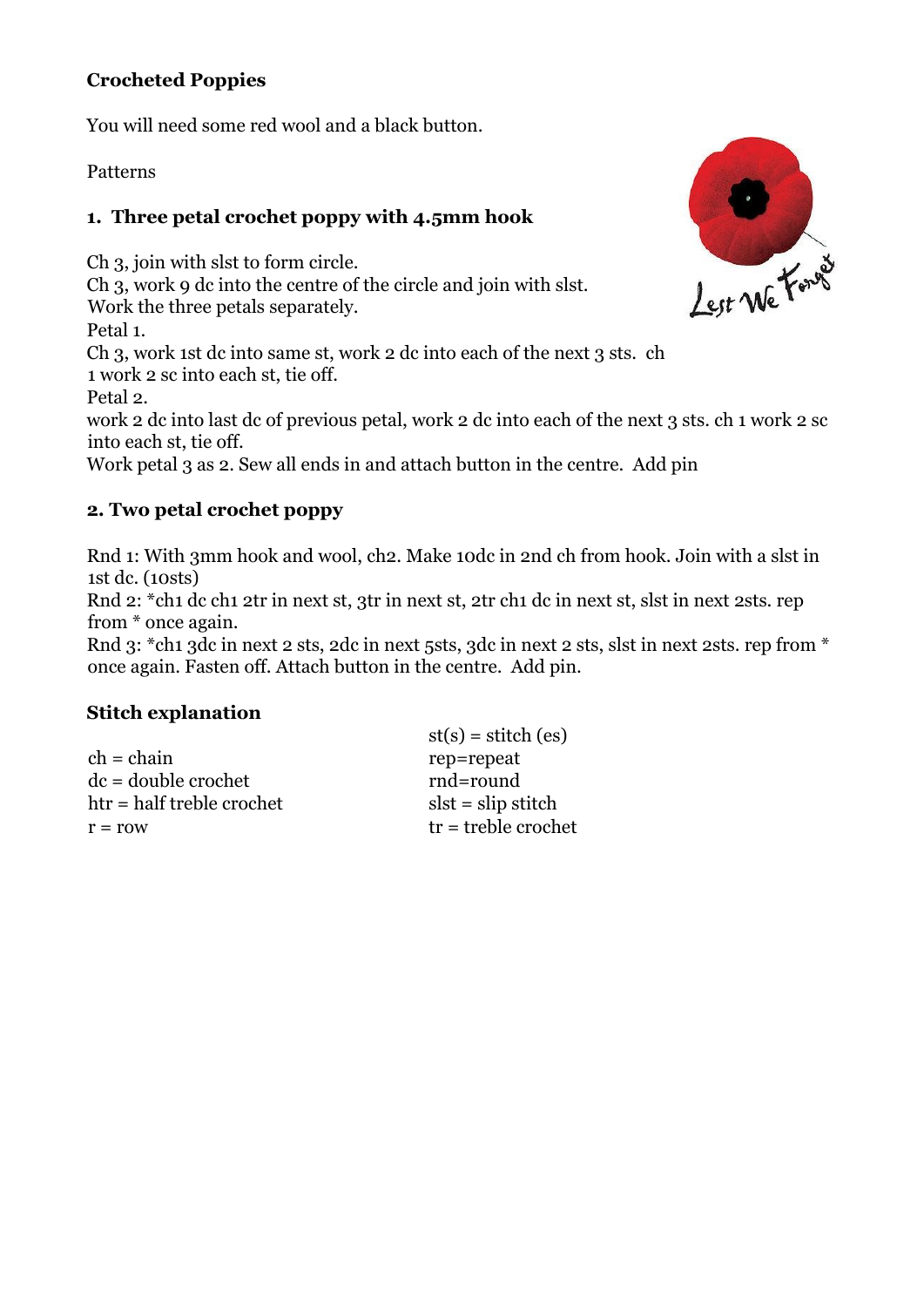**Crocheted Poppies**

You will need some red wool and a black button.

Patterns

### 1. Three petal crochet poppy with 4.5mm hook

Ch 3, join with slst to form circle.
Ch 3, work 9 dc into the centre of the circle and join with slst.
Work the three petals separately.
Petal 1.
Ch 3, work 1st dc into same st, work 2 dc into each of the next 3 sts. ch 1 work 2 sc into each st, tie off.
Petal 2.
work 2 dc into last dc of previous petal, work 2 dc into each of the next 3 sts. ch 1 work 2 sc into each st, tie off.
Work petal 3 as 2. Sew all ends in and attach button in the centre. Add pin

### 2. Two petal crochet poppy

Rnd 1: With 3mm hook and wool, ch2. Make 10dc in 2nd ch from hook. Join with a slst in 1st dc. (10sts)
Rnd 2: *ch1 dc ch1 2tr in next st, 3tr in next st, 2tr ch1 dc in next st, slst in next 2sts. rep from * once again.
Rnd 3: *ch1 3dc in next 2 sts, 2dc in next 5sts, 3dc in next 2 sts, slst in next 2sts. rep from * once again. Fasten off. Attach button in the centre. Add pin.

### Stitch explanation

ch = chain
dc = double crochet
htr = half treble crochet
r = row
st(s) = stitch (es)
rep=repeat
rnd=round
slst = slip stitch
tr = treble crochet